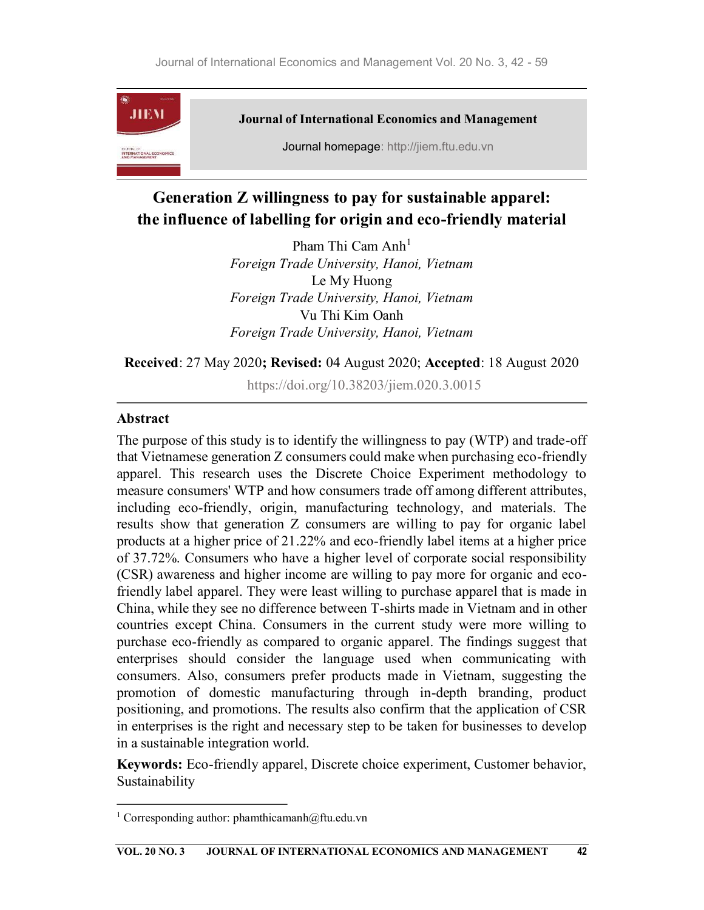**Journal of International Economics and Management**

Journal homepage: http://jiem.ftu.edu.vn

# Generation Z willingness to pay for sustainable apparel: the influence of labelling for origin and eco-friendly material

Pham Thi Cam Anh[1]
*Foreign Trade University, Hanoi, Vietnam*
Le My Huong
*Foreign Trade University, Hanoi, Vietnam*
Vu Thi Kim Oanh
*Foreign Trade University, Hanoi, Vietnam*

**Received**: 27 May 2020**; Revised:** 04 August 2020; **Accepted**: 18 August 2020

https://doi.org/10.38203/jiem.020.3.0015

## Abstract

The purpose of this study is to identify the willingness to pay (WTP) and trade-off that Vietnamese generation Z consumers could make when purchasing eco-friendly apparel. This research uses the Discrete Choice Experiment methodology to measure consumers' WTP and how consumers trade off among different attributes, including eco-friendly, origin, manufacturing technology, and materials. The results show that generation Z consumers are willing to pay for organic label products at a higher price of 21.22% and eco-friendly label items at a higher price of 37.72%. Consumers who have a higher level of corporate social responsibility (CSR) awareness and higher income are willing to pay more for organic and eco-friendly label apparel. They were least willing to purchase apparel that is made in China, while they see no difference between T-shirts made in Vietnam and in other countries except China. Consumers in the current study were more willing to purchase eco-friendly as compared to organic apparel. The findings suggest that enterprises should consider the language used when communicating with consumers. Also, consumers prefer products made in Vietnam, suggesting the promotion of domestic manufacturing through in-depth branding, product positioning, and promotions. The results also confirm that the application of CSR in enterprises is the right and necessary step to be taken for businesses to develop in a sustainable integration world.

**Keywords:** Eco-friendly apparel, Discrete choice experiment, Customer behavior, Sustainability

---

[1] Corresponding author: phamthicamanh@ftu.edu.vn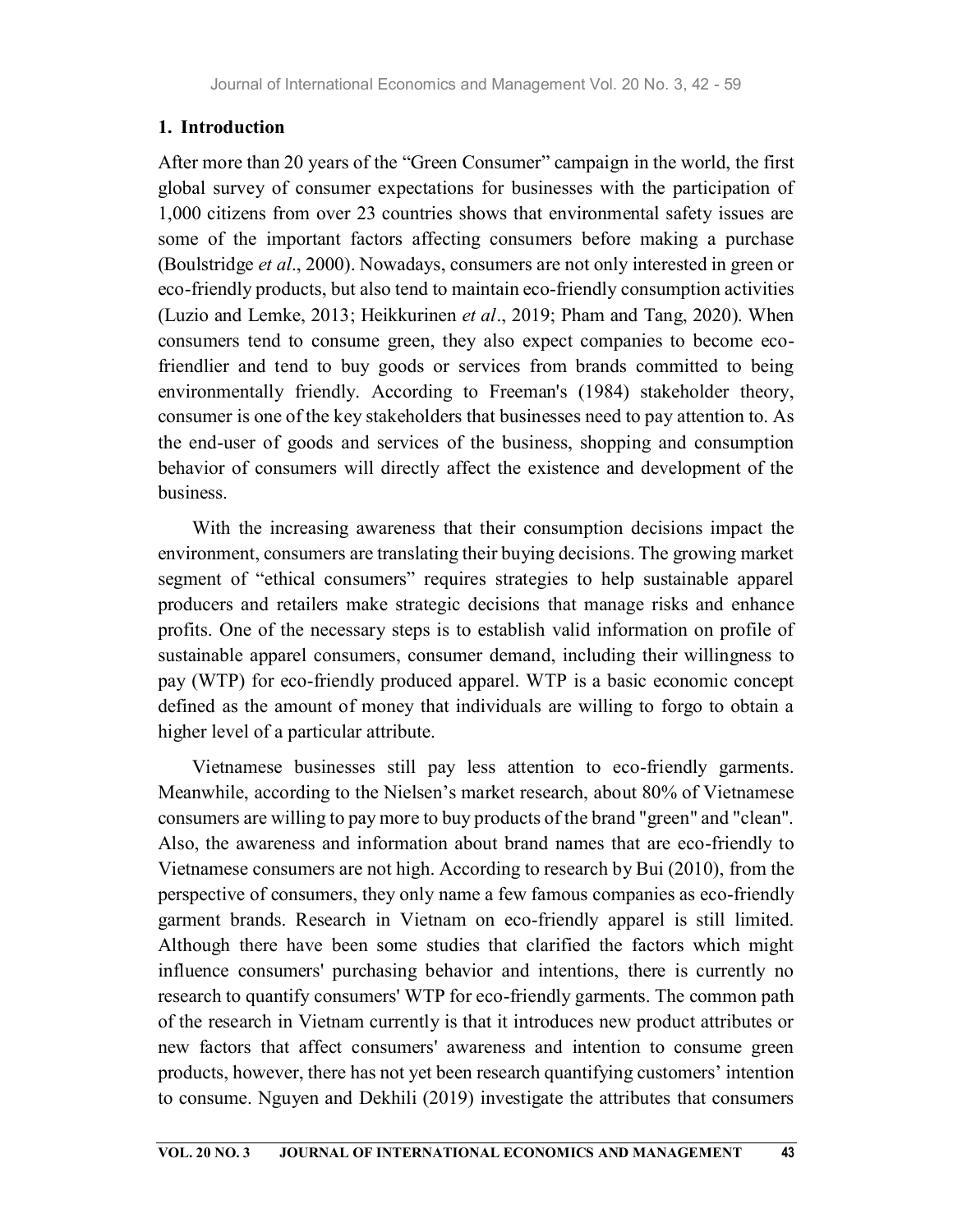## 1. Introduction

After more than 20 years of the "Green Consumer" campaign in the world, the first global survey of consumer expectations for businesses with the participation of 1,000 citizens from over 23 countries shows that environmental safety issues are some of the important factors affecting consumers before making a purchase (Boulstridge *et al*., 2000). Nowadays, consumers are not only interested in green or eco-friendly products, but also tend to maintain eco-friendly consumption activities (Luzio and Lemke, 2013; Heikkurinen *et al*., 2019; Pham and Tang, 2020). When consumers tend to consume green, they also expect companies to become eco-friendlier and tend to buy goods or services from brands committed to being environmentally friendly. According to Freeman's (1984) stakeholder theory, consumer is one of the key stakeholders that businesses need to pay attention to. As the end-user of goods and services of the business, shopping and consumption behavior of consumers will directly affect the existence and development of the business.

With the increasing awareness that their consumption decisions impact the environment, consumers are translating their buying decisions. The growing market segment of "ethical consumers" requires strategies to help sustainable apparel producers and retailers make strategic decisions that manage risks and enhance profits. One of the necessary steps is to establish valid information on profile of sustainable apparel consumers, consumer demand, including their willingness to pay (WTP) for eco-friendly produced apparel. WTP is a basic economic concept defined as the amount of money that individuals are willing to forgo to obtain a higher level of a particular attribute.

Vietnamese businesses still pay less attention to eco-friendly garments. Meanwhile, according to the Nielsen's market research, about 80% of Vietnamese consumers are willing to pay more to buy products of the brand "green" and "clean". Also, the awareness and information about brand names that are eco-friendly to Vietnamese consumers are not high. According to research by Bui (2010), from the perspective of consumers, they only name a few famous companies as eco-friendly garment brands. Research in Vietnam on eco-friendly apparel is still limited. Although there have been some studies that clarified the factors which might influence consumers' purchasing behavior and intentions, there is currently no research to quantify consumers' WTP for eco-friendly garments. The common path of the research in Vietnam currently is that it introduces new product attributes or new factors that affect consumers' awareness and intention to consume green products, however, there has not yet been research quantifying customers' intention to consume. Nguyen and Dekhili (2019) investigate the attributes that consumers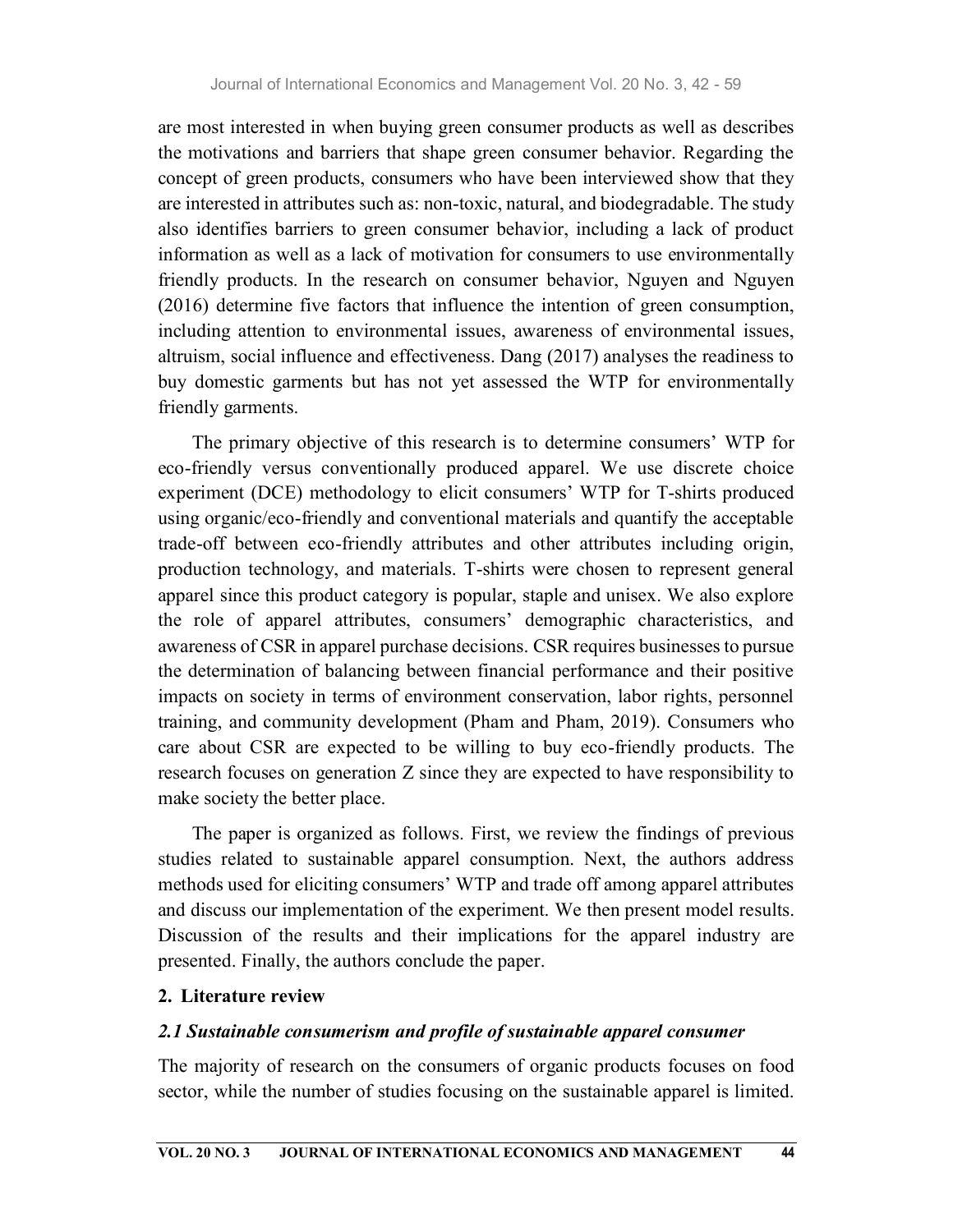are most interested in when buying green consumer products as well as describes the motivations and barriers that shape green consumer behavior. Regarding the concept of green products, consumers who have been interviewed show that they are interested in attributes such as: non-toxic, natural, and biodegradable. The study also identifies barriers to green consumer behavior, including a lack of product information as well as a lack of motivation for consumers to use environmentally friendly products. In the research on consumer behavior, Nguyen and Nguyen (2016) determine five factors that influence the intention of green consumption, including attention to environmental issues, awareness of environmental issues, altruism, social influence and effectiveness. Dang (2017) analyses the readiness to buy domestic garments but has not yet assessed the WTP for environmentally friendly garments.

The primary objective of this research is to determine consumers' WTP for eco-friendly versus conventionally produced apparel. We use discrete choice experiment (DCE) methodology to elicit consumers' WTP for T-shirts produced using organic/eco-friendly and conventional materials and quantify the acceptable trade-off between eco-friendly attributes and other attributes including origin, production technology, and materials. T-shirts were chosen to represent general apparel since this product category is popular, staple and unisex. We also explore the role of apparel attributes, consumers' demographic characteristics, and awareness of CSR in apparel purchase decisions. CSR requires businesses to pursue the determination of balancing between financial performance and their positive impacts on society in terms of environment conservation, labor rights, personnel training, and community development (Pham and Pham, 2019). Consumers who care about CSR are expected to be willing to buy eco-friendly products. The research focuses on generation Z since they are expected to have responsibility to make society the better place.

The paper is organized as follows. First, we review the findings of previous studies related to sustainable apparel consumption. Next, the authors address methods used for eliciting consumers' WTP and trade off among apparel attributes and discuss our implementation of the experiment. We then present model results. Discussion of the results and their implications for the apparel industry are presented. Finally, the authors conclude the paper.

## 2. Literature review

### *2.1 Sustainable consumerism and profile of sustainable apparel consumer*

The majority of research on the consumers of organic products focuses on food sector, while the number of studies focusing on the sustainable apparel is limited.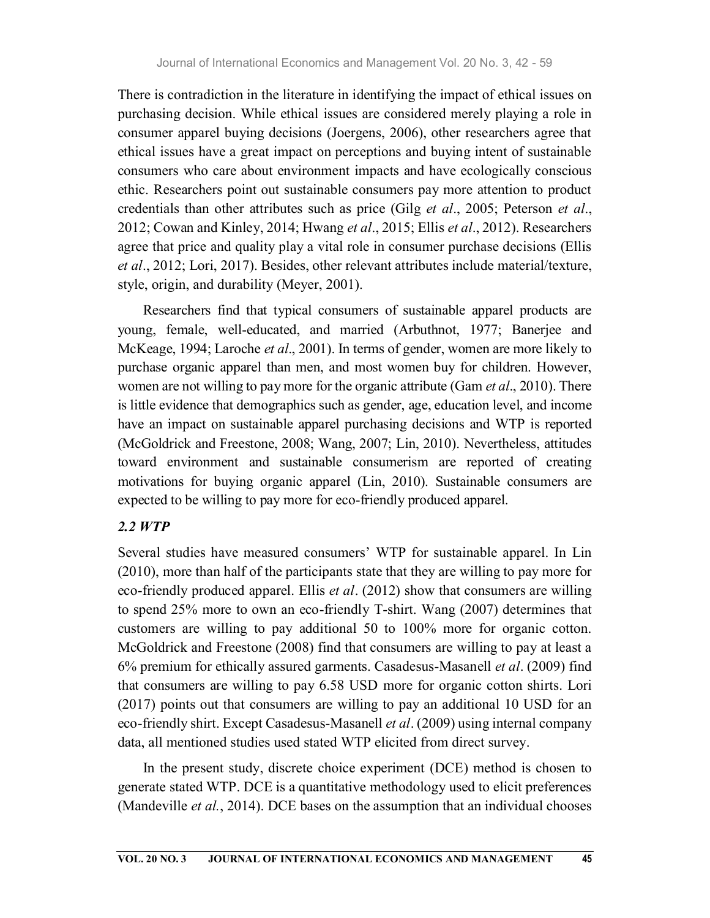There is contradiction in the literature in identifying the impact of ethical issues on purchasing decision. While ethical issues are considered merely playing a role in consumer apparel buying decisions (Joergens, 2006), other researchers agree that ethical issues have a great impact on perceptions and buying intent of sustainable consumers who care about environment impacts and have ecologically conscious ethic. Researchers point out sustainable consumers pay more attention to product credentials than other attributes such as price (Gilg *et al*., 2005; Peterson *et al*., 2012; Cowan and Kinley, 2014; Hwang *et al*., 2015; Ellis *et al*., 2012). Researchers agree that price and quality play a vital role in consumer purchase decisions (Ellis *et al*., 2012; Lori, 2017). Besides, other relevant attributes include material/texture, style, origin, and durability (Meyer, 2001).

Researchers find that typical consumers of sustainable apparel products are young, female, well-educated, and married (Arbuthnot, 1977; Banerjee and McKeage, 1994; Laroche *et al*., 2001). In terms of gender, women are more likely to purchase organic apparel than men, and most women buy for children. However, women are not willing to pay more for the organic attribute (Gam *et al*., 2010). There is little evidence that demographics such as gender, age, education level, and income have an impact on sustainable apparel purchasing decisions and WTP is reported (McGoldrick and Freestone, 2008; Wang, 2007; Lin, 2010). Nevertheless, attitudes toward environment and sustainable consumerism are reported of creating motivations for buying organic apparel (Lin, 2010). Sustainable consumers are expected to be willing to pay more for eco-friendly produced apparel.

### *2.2 WTP*

Several studies have measured consumers' WTP for sustainable apparel. In Lin (2010), more than half of the participants state that they are willing to pay more for eco-friendly produced apparel. Ellis *et al*. (2012) show that consumers are willing to spend 25% more to own an eco-friendly T-shirt. Wang (2007) determines that customers are willing to pay additional 50 to 100% more for organic cotton. McGoldrick and Freestone (2008) find that consumers are willing to pay at least a 6% premium for ethically assured garments. Casadesus-Masanell *et al*. (2009) find that consumers are willing to pay 6.58 USD more for organic cotton shirts. Lori (2017) points out that consumers are willing to pay an additional 10 USD for an eco-friendly shirt. Except Casadesus-Masanell *et al*. (2009) using internal company data, all mentioned studies used stated WTP elicited from direct survey.

In the present study, discrete choice experiment (DCE) method is chosen to generate stated WTP. DCE is a quantitative methodology used to elicit preferences (Mandeville *et al.*, 2014). DCE bases on the assumption that an individual chooses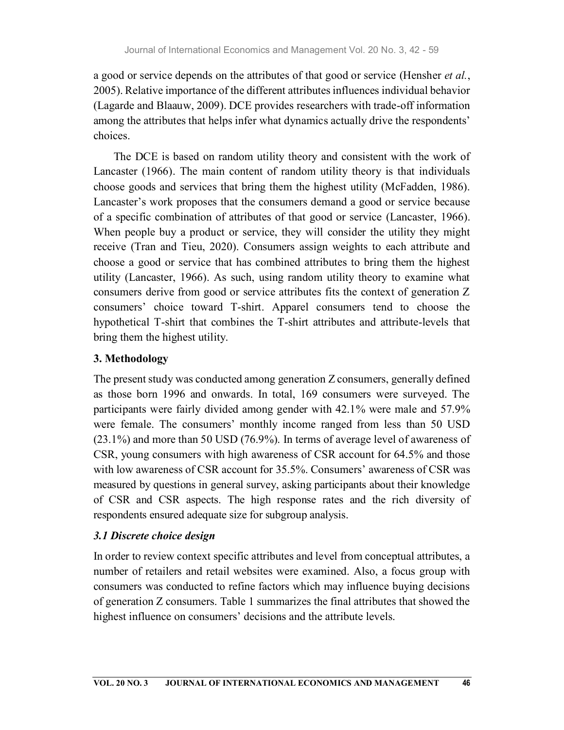a good or service depends on the attributes of that good or service (Hensher *et al.*, 2005). Relative importance of the different attributes influences individual behavior (Lagarde and Blaauw, 2009). DCE provides researchers with trade-off information among the attributes that helps infer what dynamics actually drive the respondents' choices.

The DCE is based on random utility theory and consistent with the work of Lancaster (1966). The main content of random utility theory is that individuals choose goods and services that bring them the highest utility (McFadden, 1986). Lancaster's work proposes that the consumers demand a good or service because of a specific combination of attributes of that good or service (Lancaster, 1966). When people buy a product or service, they will consider the utility they might receive (Tran and Tieu, 2020). Consumers assign weights to each attribute and choose a good or service that has combined attributes to bring them the highest utility (Lancaster, 1966). As such, using random utility theory to examine what consumers derive from good or service attributes fits the context of generation Z consumers' choice toward T-shirt. Apparel consumers tend to choose the hypothetical T-shirt that combines the T-shirt attributes and attribute-levels that bring them the highest utility.

## 3. Methodology

The present study was conducted among generation Z consumers, generally defined as those born 1996 and onwards. In total, 169 consumers were surveyed. The participants were fairly divided among gender with 42.1% were male and 57.9% were female. The consumers' monthly income ranged from less than 50 USD (23.1%) and more than 50 USD (76.9%). In terms of average level of awareness of CSR, young consumers with high awareness of CSR account for 64.5% and those with low awareness of CSR account for 35.5%. Consumers' awareness of CSR was measured by questions in general survey, asking participants about their knowledge of CSR and CSR aspects. The high response rates and the rich diversity of respondents ensured adequate size for subgroup analysis.

### *3.1 Discrete choice design*

In order to review context specific attributes and level from conceptual attributes, a number of retailers and retail websites were examined. Also, a focus group with consumers was conducted to refine factors which may influence buying decisions of generation Z consumers. Table 1 summarizes the final attributes that showed the highest influence on consumers' decisions and the attribute levels.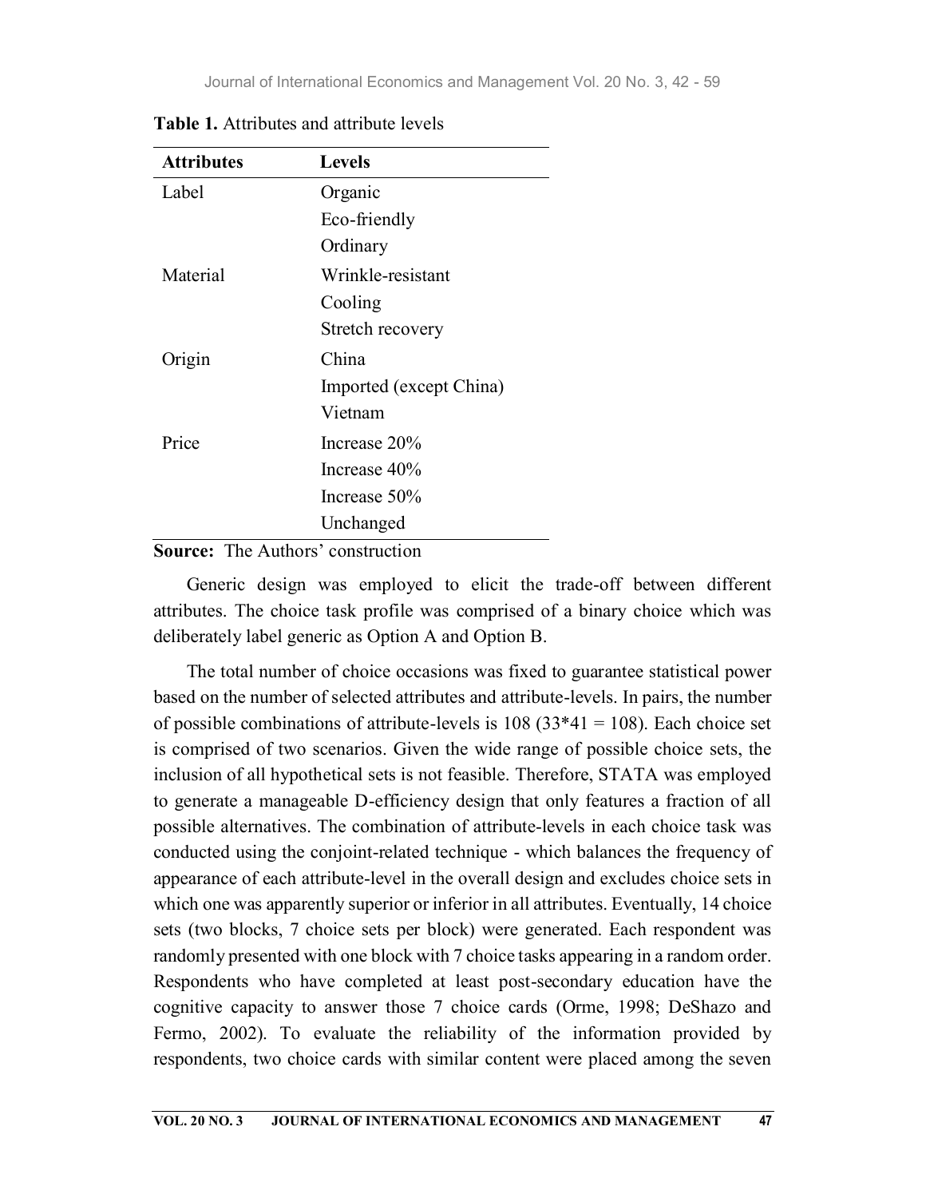**Table 1.** Attributes and attribute levels

| Attributes | Levels |
|---|---|
| Label | Organic |
| | Eco-friendly |
| | Ordinary |
| Material | Wrinkle-resistant |
| | Cooling |
| | Stretch recovery |
| Origin | China |
| | Imported (except China) |
| | Vietnam |
| Price | Increase 20% |
| | Increase 40% |
| | Increase 50% |
| | Unchanged |

**Source:** The Authors' construction

Generic design was employed to elicit the trade-off between different attributes. The choice task profile was comprised of a binary choice which was deliberately label generic as Option A and Option B.

The total number of choice occasions was fixed to guarantee statistical power based on the number of selected attributes and attribute-levels. In pairs, the number of possible combinations of attribute-levels is 108 (33*41 = 108). Each choice set is comprised of two scenarios. Given the wide range of possible choice sets, the inclusion of all hypothetical sets is not feasible. Therefore, STATA was employed to generate a manageable D-efficiency design that only features a fraction of all possible alternatives. The combination of attribute-levels in each choice task was conducted using the conjoint-related technique - which balances the frequency of appearance of each attribute-level in the overall design and excludes choice sets in which one was apparently superior or inferior in all attributes. Eventually, 14 choice sets (two blocks, 7 choice sets per block) were generated. Each respondent was randomly presented with one block with 7 choice tasks appearing in a random order. Respondents who have completed at least post-secondary education have the cognitive capacity to answer those 7 choice cards (Orme, 1998; DeShazo and Fermo, 2002). To evaluate the reliability of the information provided by respondents, two choice cards with similar content were placed among the seven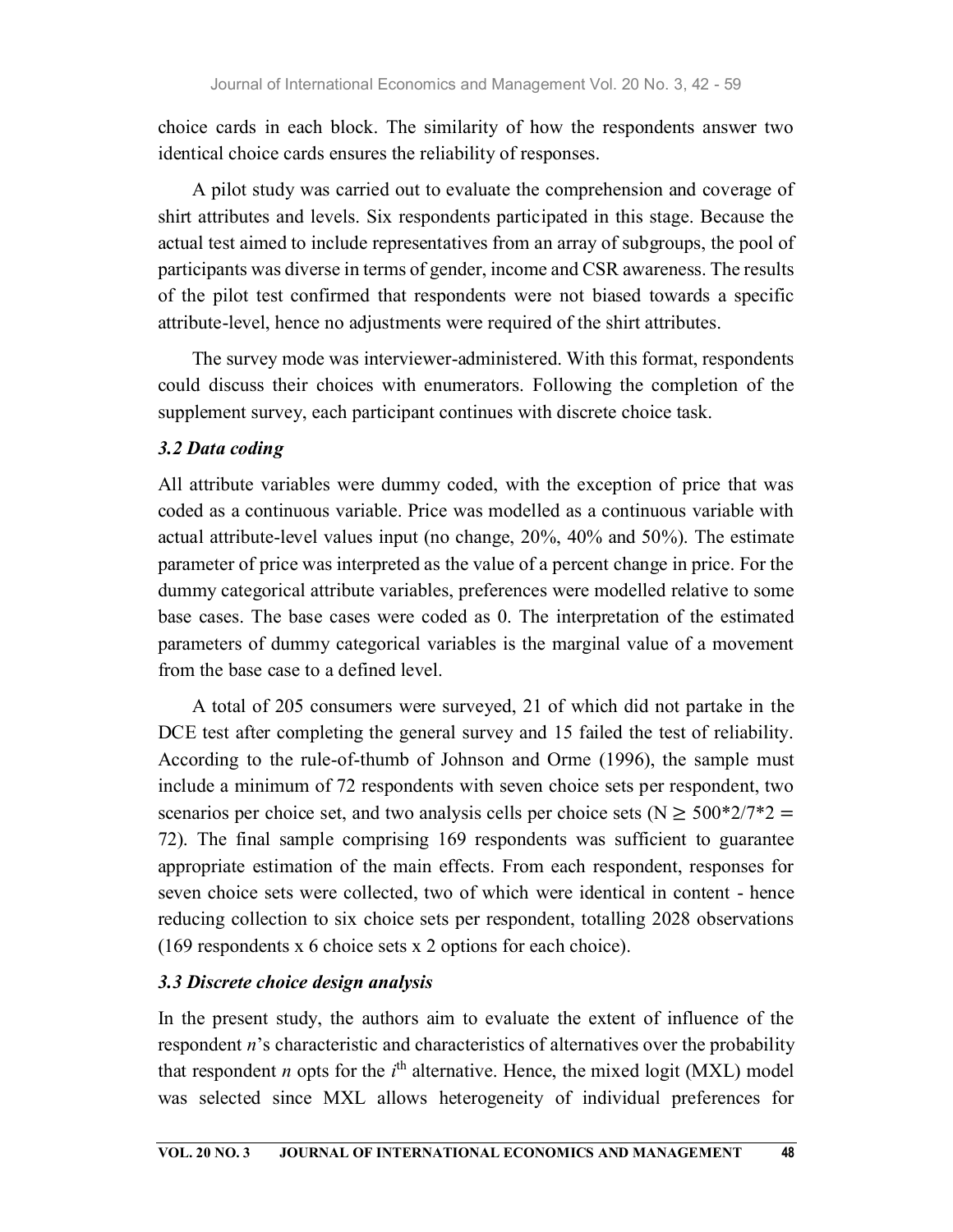choice cards in each block. The similarity of how the respondents answer two identical choice cards ensures the reliability of responses.

A pilot study was carried out to evaluate the comprehension and coverage of shirt attributes and levels. Six respondents participated in this stage. Because the actual test aimed to include representatives from an array of subgroups, the pool of participants was diverse in terms of gender, income and CSR awareness. The results of the pilot test confirmed that respondents were not biased towards a specific attribute-level, hence no adjustments were required of the shirt attributes.

The survey mode was interviewer-administered. With this format, respondents could discuss their choices with enumerators. Following the completion of the supplement survey, each participant continues with discrete choice task.

### *3.2 Data coding*

All attribute variables were dummy coded, with the exception of price that was coded as a continuous variable. Price was modelled as a continuous variable with actual attribute-level values input (no change, 20%, 40% and 50%). The estimate parameter of price was interpreted as the value of a percent change in price. For the dummy categorical attribute variables, preferences were modelled relative to some base cases. The base cases were coded as 0. The interpretation of the estimated parameters of dummy categorical variables is the marginal value of a movement from the base case to a defined level.

A total of 205 consumers were surveyed, 21 of which did not partake in the DCE test after completing the general survey and 15 failed the test of reliability. According to the rule-of-thumb of Johnson and Orme (1996), the sample must include a minimum of 72 respondents with seven choice sets per respondent, two scenarios per choice set, and two analysis cells per choice sets ($N \geq 500*2/7*2 = 72$). The final sample comprising 169 respondents was sufficient to guarantee appropriate estimation of the main effects. From each respondent, responses for seven choice sets were collected, two of which were identical in content - hence reducing collection to six choice sets per respondent, totalling 2028 observations (169 respondents x 6 choice sets x 2 options for each choice).

### *3.3 Discrete choice design analysis*

In the present study, the authors aim to evaluate the extent of influence of the respondent $n$'s characteristic and characteristics of alternatives over the probability that respondent $n$ opts for the $i^{th}$ alternative. Hence, the mixed logit (MXL) model was selected since MXL allows heterogeneity of individual preferences for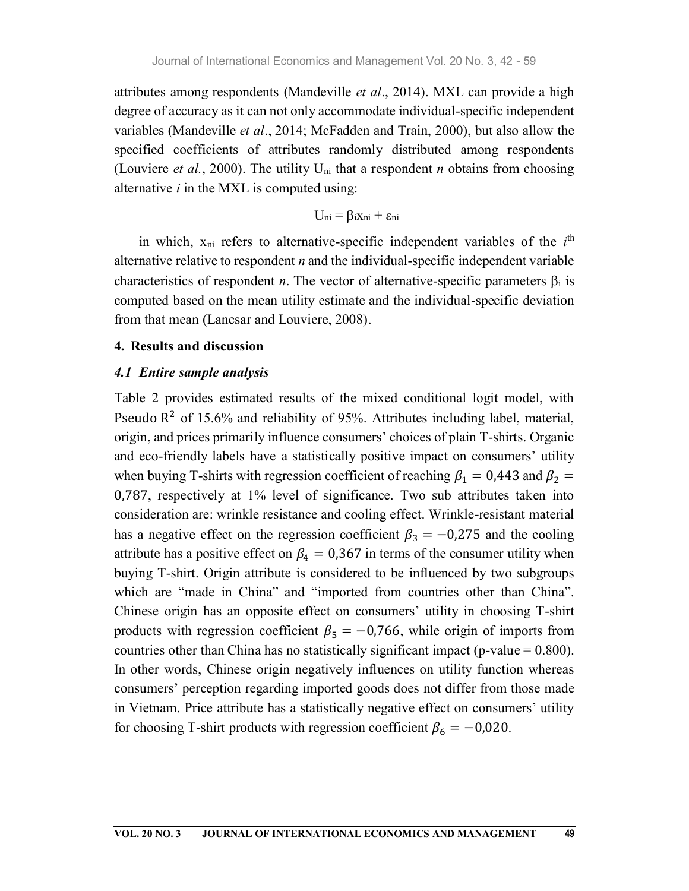attributes among respondents (Mandeville *et al*., 2014). MXL can provide a high degree of accuracy as it can not only accommodate individual-specific independent variables (Mandeville *et al*., 2014; McFadden and Train, 2000), but also allow the specified coefficients of attributes randomly distributed among respondents (Louviere *et al.*, 2000). The utility $U_{ni}$ that a respondent *n* obtains from choosing alternative *i* in the MXL is computed using:

$$U_{ni} = \beta_i x_{ni} + \varepsilon_{ni}$$

in which, $x_{ni}$ refers to alternative-specific independent variables of the $i^{th}$ alternative relative to respondent *n* and the individual-specific independent variable characteristics of respondent *n*. The vector of alternative-specific parameters $\beta_i$ is computed based on the mean utility estimate and the individual-specific deviation from that mean (Lancsar and Louviere, 2008).

## 4. Results and discussion

### *4.1 Entire sample analysis*

Table 2 provides estimated results of the mixed conditional logit model, with Pseudo $R^2$ of 15.6% and reliability of 95%. Attributes including label, material, origin, and prices primarily influence consumers' choices of plain T-shirts. Organic and eco-friendly labels have a statistically positive impact on consumers' utility when buying T-shirts with regression coefficient of reaching $\beta_1 = 0{,}443$ and $\beta_2 = 0{,}787$, respectively at 1% level of significance. Two sub attributes taken into consideration are: wrinkle resistance and cooling effect. Wrinkle-resistant material has a negative effect on the regression coefficient $\beta_3 = -0{,}275$ and the cooling attribute has a positive effect on $\beta_4 = 0{,}367$ in terms of the consumer utility when buying T-shirt. Origin attribute is considered to be influenced by two subgroups which are "made in China" and "imported from countries other than China". Chinese origin has an opposite effect on consumers' utility in choosing T-shirt products with regression coefficient $\beta_5 = -0{,}766$, while origin of imports from countries other than China has no statistically significant impact (p-value = 0.800). In other words, Chinese origin negatively influences on utility function whereas consumers' perception regarding imported goods does not differ from those made in Vietnam. Price attribute has a statistically negative effect on consumers' utility for choosing T-shirt products with regression coefficient $\beta_6 = -0{,}020$.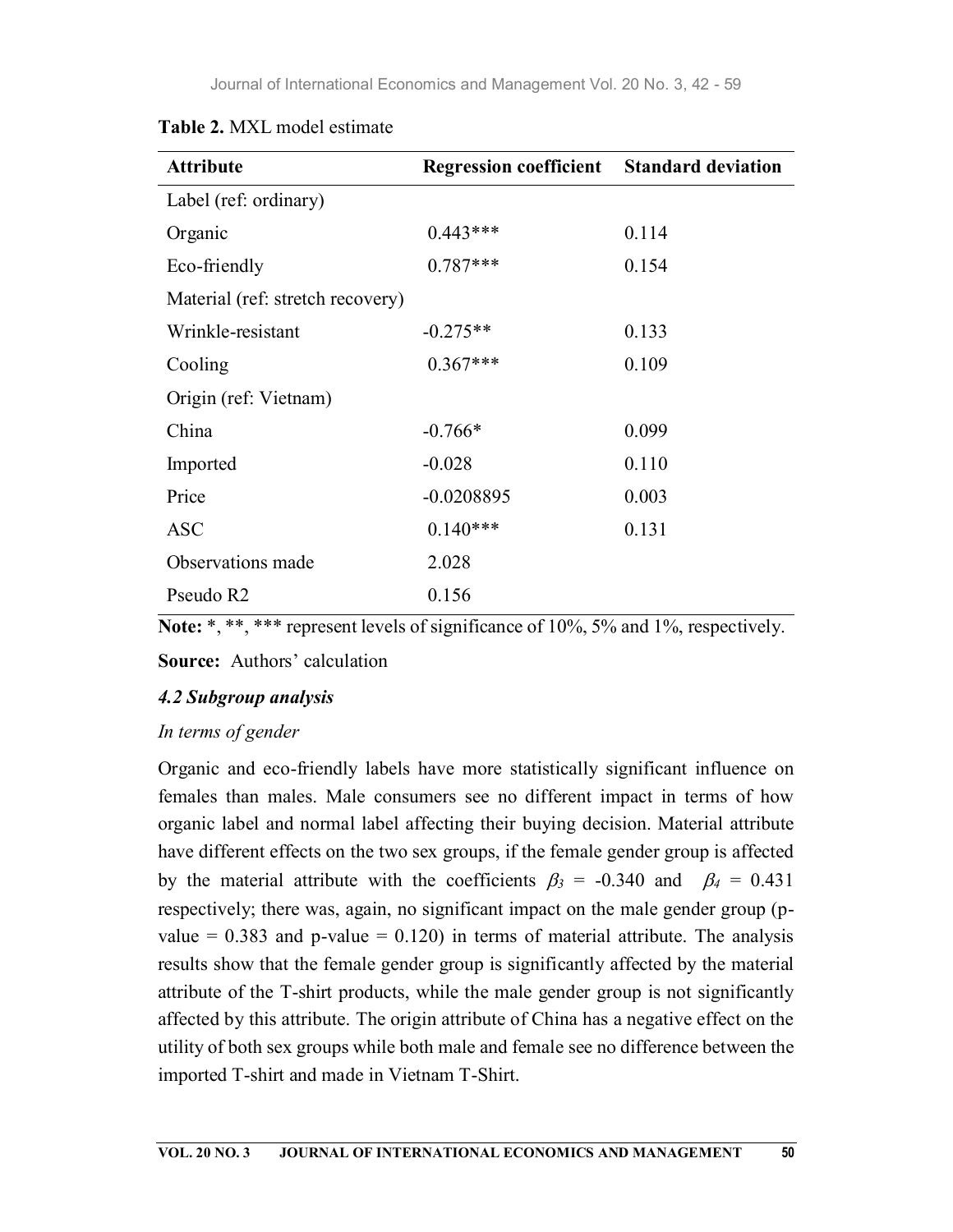**Table 2.** MXL model estimate

| Attribute | Regression coefficient | Standard deviation |
|---|---|---|
| Label (ref: ordinary) | | |
| Organic | 0.443*** | 0.114 |
| Eco-friendly | 0.787*** | 0.154 |
| Material (ref: stretch recovery) | | |
| Wrinkle-resistant | -0.275** | 0.133 |
| Cooling | 0.367*** | 0.109 |
| Origin (ref: Vietnam) | | |
| China | -0.766* | 0.099 |
| Imported | -0.028 | 0.110 |
| Price | -0.0208895 | 0.003 |
| ASC | 0.140*** | 0.131 |
| Observations made | 2.028 | |
| Pseudo R2 | 0.156 | |

**Note:** *, **, *** represent levels of significance of 10%, 5% and 1%, respectively.

**Source:** Authors' calculation

### *4.2 Subgroup analysis*

*In terms of gender*

Organic and eco-friendly labels have more statistically significant influence on females than males. Male consumers see no different impact in terms of how organic label and normal label affecting their buying decision. Material attribute have different effects on the two sex groups, if the female gender group is affected by the material attribute with the coefficients $\beta_3$ = -0.340 and $\beta_4$ = 0.431 respectively; there was, again, no significant impact on the male gender group (p-value = 0.383 and p-value = 0.120) in terms of material attribute. The analysis results show that the female gender group is significantly affected by the material attribute of the T-shirt products, while the male gender group is not significantly affected by this attribute. The origin attribute of China has a negative effect on the utility of both sex groups while both male and female see no difference between the imported T-shirt and made in Vietnam T-Shirt.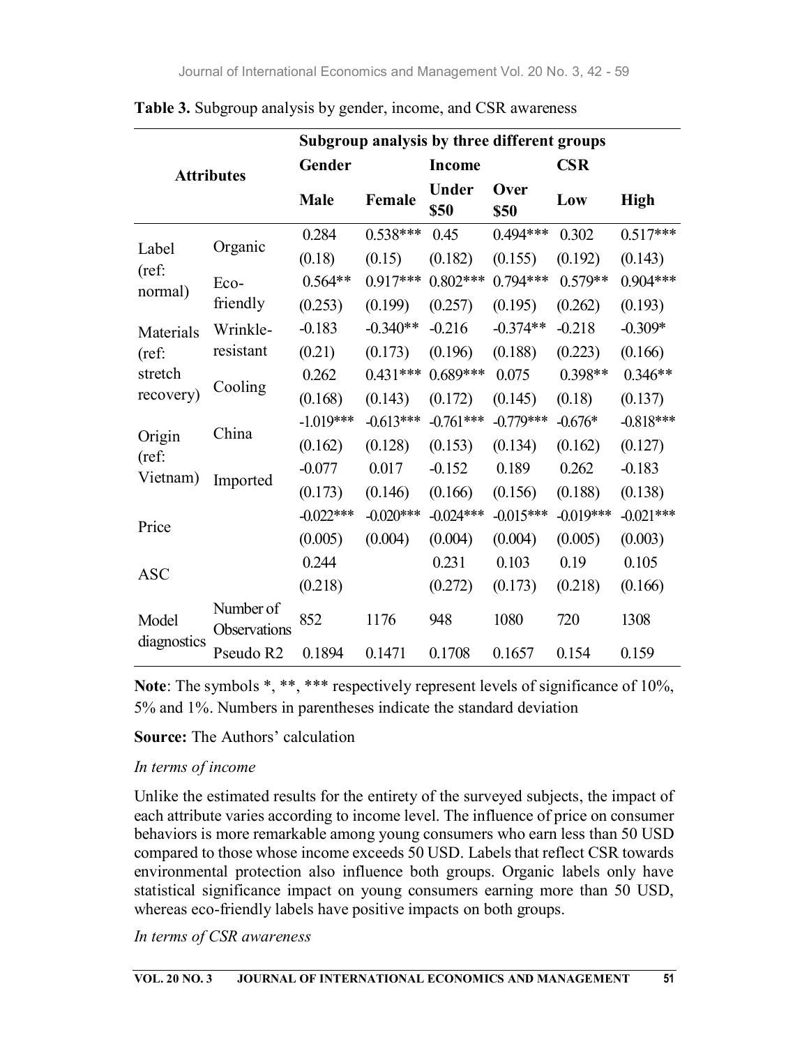**Table 3.** Subgroup analysis by gender, income, and CSR awareness

| Attributes | | Subgroup analysis by three different groups | | | | | |
|---|---|---|---|---|---|---|---|
| | | Gender | | Income | | CSR | |
| | | Male | Female | Under \$50 | Over \$50 | Low | High |
| Label (ref: normal) | Organic | 0.284 | 0.538*** | 0.45 | 0.494*** | 0.302 | 0.517*** |
| | | (0.18) | (0.15) | (0.182) | (0.155) | (0.192) | (0.143) |
| | Eco-friendly | 0.564** | 0.917*** | 0.802*** | 0.794*** | 0.579** | 0.904*** |
| | | (0.253) | (0.199) | (0.257) | (0.195) | (0.262) | (0.193) |
| Materials (ref: stretch recovery) | Wrinkle-resistant | -0.183 | -0.340** | -0.216 | -0.374** | -0.218 | -0.309* |
| | | (0.21) | (0.173) | (0.196) | (0.188) | (0.223) | (0.166) |
| | Cooling | 0.262 | 0.431*** | 0.689*** | 0.075 | 0.398** | 0.346** |
| | | (0.168) | (0.143) | (0.172) | (0.145) | (0.18) | (0.137) |
| Origin (ref: Vietnam) | China | -1.019*** | -0.613*** | -0.761*** | -0.779*** | -0.676* | -0.818*** |
| | | (0.162) | (0.128) | (0.153) | (0.134) | (0.162) | (0.127) |
| | Imported | -0.077 | 0.017 | -0.152 | 0.189 | 0.262 | -0.183 |
| | | (0.173) | (0.146) | (0.166) | (0.156) | (0.188) | (0.138) |
| Price | | -0.022*** | -0.020*** | -0.024*** | -0.015*** | -0.019*** | -0.021*** |
| | | (0.005) | (0.004) | (0.004) | (0.004) | (0.005) | (0.003) |
| ASC | | 0.244 | | 0.231 | 0.103 | 0.19 | 0.105 |
| | | (0.218) | | (0.272) | (0.173) | (0.218) | (0.166) |
| Model diagnostics | Number of Observations | 852 | 1176 | 948 | 1080 | 720 | 1308 |
| | Pseudo R2 | 0.1894 | 0.1471 | 0.1708 | 0.1657 | 0.154 | 0.159 |

**Note**: The symbols *, **, *** respectively represent levels of significance of 10%, 5% and 1%. Numbers in parentheses indicate the standard deviation

**Source:** The Authors' calculation

*In terms of income*

Unlike the estimated results for the entirety of the surveyed subjects, the impact of each attribute varies according to income level. The influence of price on consumer behaviors is more remarkable among young consumers who earn less than 50 USD compared to those whose income exceeds 50 USD. Labels that reflect CSR towards environmental protection also influence both groups. Organic labels only have statistical significance impact on young consumers earning more than 50 USD, whereas eco-friendly labels have positive impacts on both groups.

*In terms of CSR awareness*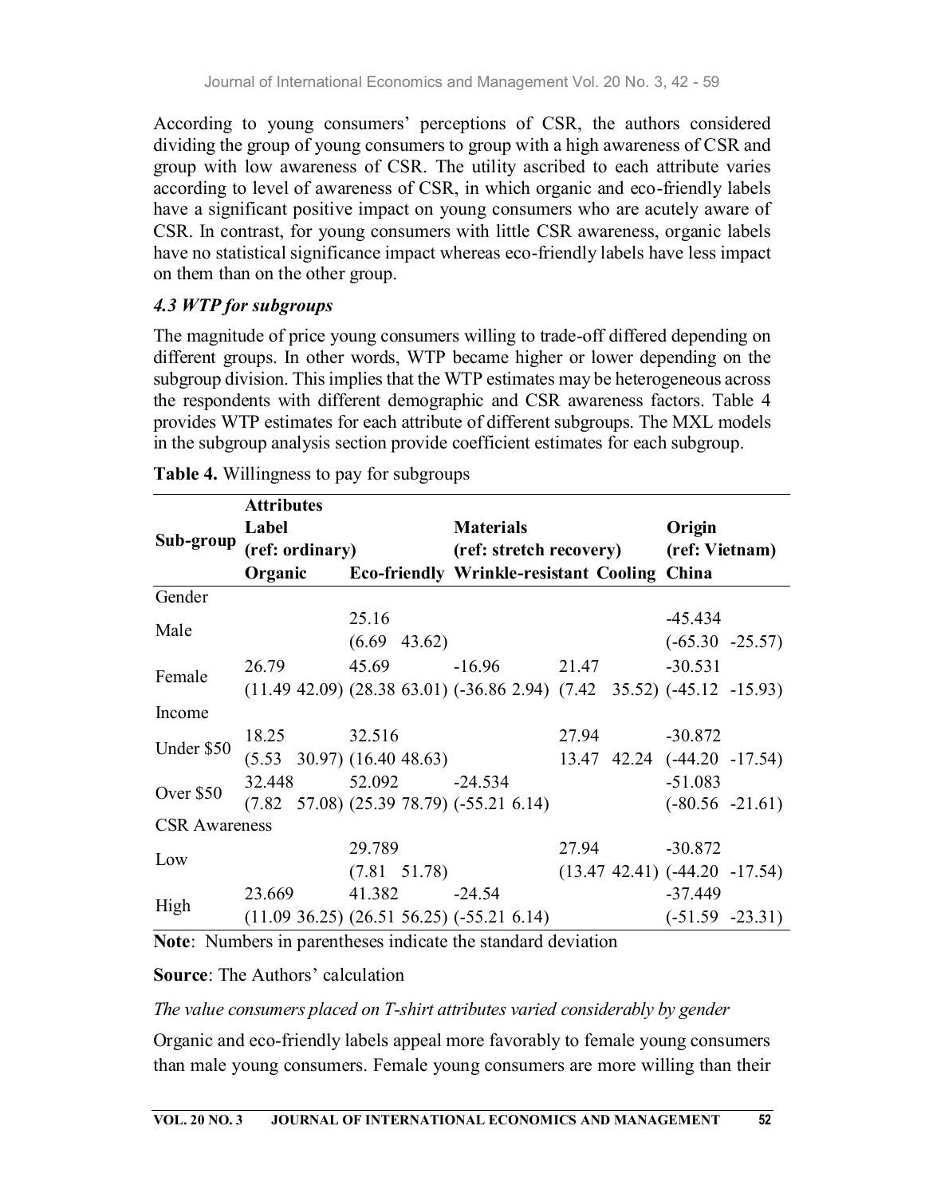According to young consumers' perceptions of CSR, the authors considered dividing the group of young consumers to group with a high awareness of CSR and group with low awareness of CSR. The utility ascribed to each attribute varies according to level of awareness of CSR, in which organic and eco-friendly labels have a significant positive impact on young consumers who are acutely aware of CSR. In contrast, for young consumers with little CSR awareness, organic labels have no statistical significance impact whereas eco-friendly labels have less impact on them than on the other group.

### *4.3 WTP for subgroups*

The magnitude of price young consumers willing to trade-off differed depending on different groups. In other words, WTP became higher or lower depending on the subgroup division. This implies that the WTP estimates may be heterogeneous across the respondents with different demographic and CSR awareness factors. Table 4 provides WTP estimates for each attribute of different subgroups. The MXL models in the subgroup analysis section provide coefficient estimates for each subgroup.

**Table 4.** Willingness to pay for subgroups

| Sub-group | **Attributes** | | | | |
|---|---|---|---|---|---|
| | **Label (ref: ordinary)** | | **Materials (ref: stretch recovery)** | | **Origin (ref: Vietnam)** |
| | **Organic** | **Eco-friendly** | **Wrinkle-resistant** | **Cooling** | **China** |
| Gender | | | | | |
| Male | | 25.16 | | | -45.434 |
| | | (6.69 43.62) | | | (-65.30 -25.57) |
| Female | 26.79 | 45.69 | -16.96 | 21.47 | -30.531 |
| | (11.49 42.09) | (28.38 63.01) | (-36.86 2.94) | (7.42 35.52) | (-45.12 -15.93) |
| Income | | | | | |
| Under $50 | 18.25 | 32.516 | | 27.94 | -30.872 |
| | (5.53 30.97) | (16.40 48.63) | | 13.47 42.24 | (-44.20 -17.54) |
| Over $50 | 32.448 | 52.092 | -24.534 | | -51.083 |
| | (7.82 57.08) | (25.39 78.79) | (-55.21 6.14) | | (-80.56 -21.61) |
| CSR Awareness | | | | | |
| Low | | 29.789 | | 27.94 | -30.872 |
| | | (7.81 51.78) | | (13.47 42.41) | (-44.20 -17.54) |
| High | 23.669 | 41.382 | -24.54 | | -37.449 |
| | (11.09 36.25) | (26.51 56.25) | (-55.21 6.14) | | (-51.59 -23.31) |

**Note**: Numbers in parentheses indicate the standard deviation

**Source**: The Authors' calculation

*The value consumers placed on T-shirt attributes varied considerably by gender*

Organic and eco-friendly labels appeal more favorably to female young consumers than male young consumers. Female young consumers are more willing than their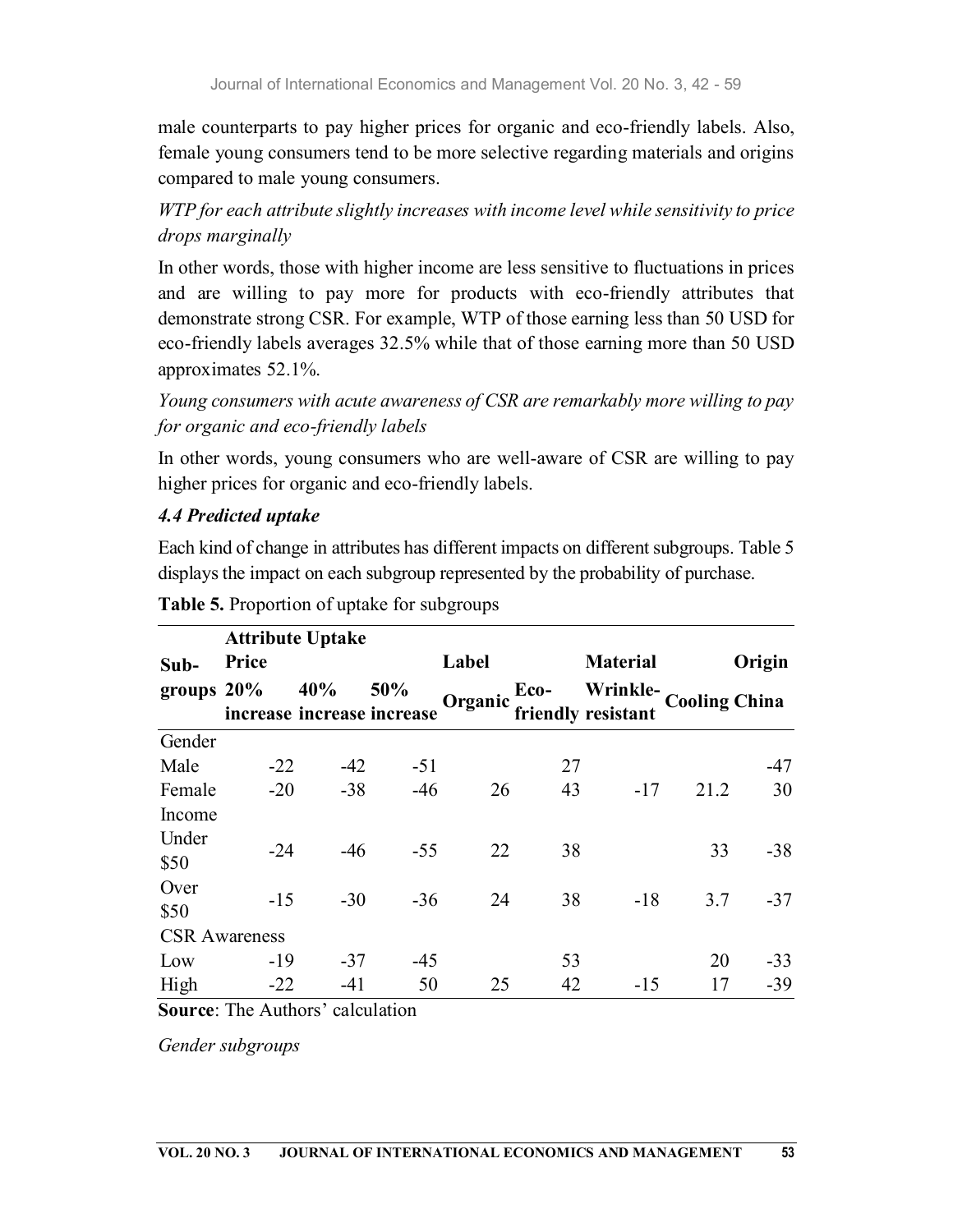male counterparts to pay higher prices for organic and eco-friendly labels. Also, female young consumers tend to be more selective regarding materials and origins compared to male young consumers.

*WTP for each attribute slightly increases with income level while sensitivity to price drops marginally*

In other words, those with higher income are less sensitive to fluctuations in prices and are willing to pay more for products with eco-friendly attributes that demonstrate strong CSR. For example, WTP of those earning less than 50 USD for eco-friendly labels averages 32.5% while that of those earning more than 50 USD approximates 52.1%.

*Young consumers with acute awareness of CSR are remarkably more willing to pay for organic and eco-friendly labels*

In other words, young consumers who are well-aware of CSR are willing to pay higher prices for organic and eco-friendly labels.

### *4.4 Predicted uptake*

Each kind of change in attributes has different impacts on different subgroups. Table 5 displays the impact on each subgroup represented by the probability of purchase.

**Table 5.** Proportion of uptake for subgroups

| Sub-groups | Attribute Uptake | | | | | | | |
|---|---|---|---|---|---|---|---|---|
| | Price | | | Label | | Material | | Origin |
| | 20% increase | 40% increase | 50% increase | Organic | Eco-friendly | Wrinkle-resistant | Cooling | China |
| Gender | | | | | | | | |
| Male | -22 | -42 | -51 | | 27 | | | -47 |
| Female | -20 | -38 | -46 | 26 | 43 | -17 | 21.2 | 30 |
| Income | | | | | | | | |
| Under $50 | -24 | -46 | -55 | 22 | 38 | | 33 | -38 |
| Over $50 | -15 | -30 | -36 | 24 | 38 | -18 | 3.7 | -37 |
| CSR Awareness | | | | | | | | |
| Low | -19 | -37 | -45 | | 53 | | 20 | -33 |
| High | -22 | -41 | 50 | 25 | 42 | -15 | 17 | -39 |

**Source**: The Authors' calculation

*Gender subgroups*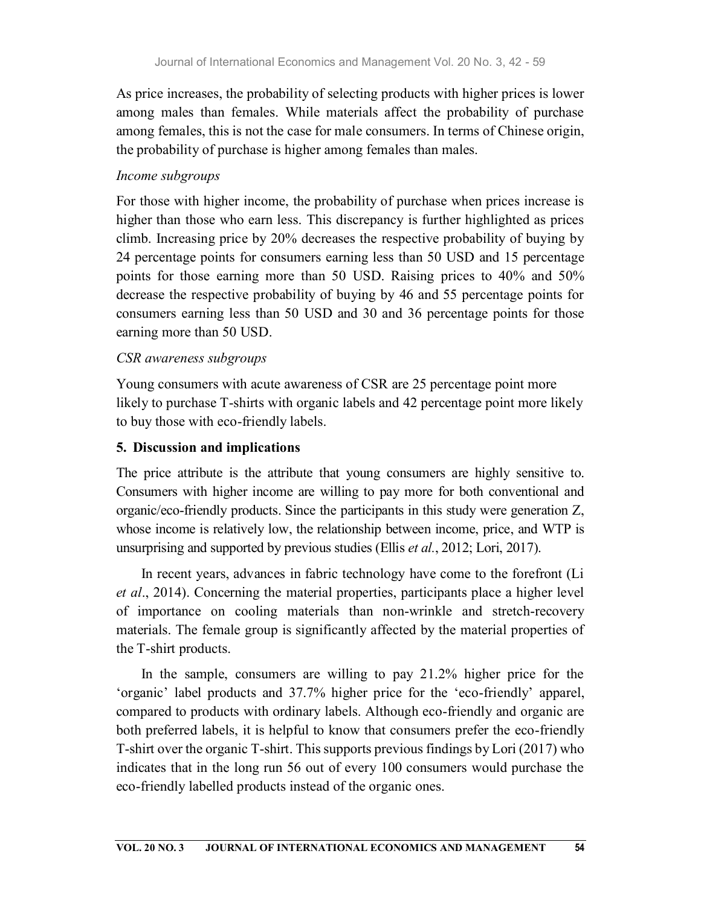As price increases, the probability of selecting products with higher prices is lower among males than females. While materials affect the probability of purchase among females, this is not the case for male consumers. In terms of Chinese origin, the probability of purchase is higher among females than males.

*Income subgroups*

For those with higher income, the probability of purchase when prices increase is higher than those who earn less. This discrepancy is further highlighted as prices climb. Increasing price by 20% decreases the respective probability of buying by 24 percentage points for consumers earning less than 50 USD and 15 percentage points for those earning more than 50 USD. Raising prices to 40% and 50% decrease the respective probability of buying by 46 and 55 percentage points for consumers earning less than 50 USD and 30 and 36 percentage points for those earning more than 50 USD.

*CSR awareness subgroups*

Young consumers with acute awareness of CSR are 25 percentage point more likely to purchase T-shirts with organic labels and 42 percentage point more likely to buy those with eco-friendly labels.

## 5. Discussion and implications

The price attribute is the attribute that young consumers are highly sensitive to. Consumers with higher income are willing to pay more for both conventional and organic/eco-friendly products. Since the participants in this study were generation Z, whose income is relatively low, the relationship between income, price, and WTP is unsurprising and supported by previous studies (Ellis *et al.*, 2012; Lori, 2017).

In recent years, advances in fabric technology have come to the forefront (Li *et al*., 2014). Concerning the material properties, participants place a higher level of importance on cooling materials than non-wrinkle and stretch-recovery materials. The female group is significantly affected by the material properties of the T-shirt products.

In the sample, consumers are willing to pay 21.2% higher price for the 'organic' label products and 37.7% higher price for the 'eco-friendly' apparel, compared to products with ordinary labels. Although eco-friendly and organic are both preferred labels, it is helpful to know that consumers prefer the eco-friendly T-shirt over the organic T-shirt. This supports previous findings by Lori (2017) who indicates that in the long run 56 out of every 100 consumers would purchase the eco-friendly labelled products instead of the organic ones.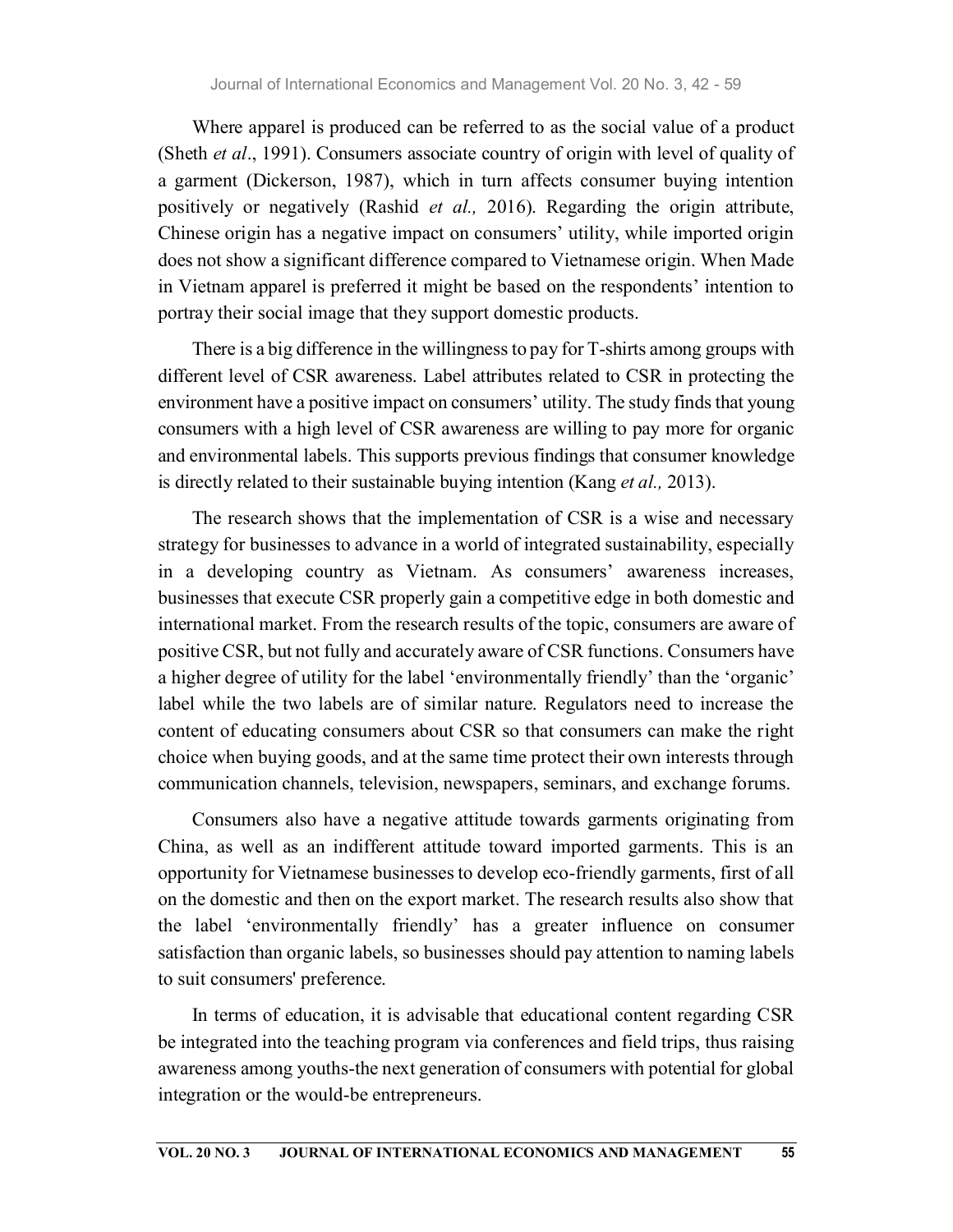Where apparel is produced can be referred to as the social value of a product (Sheth *et al*., 1991). Consumers associate country of origin with level of quality of a garment (Dickerson, 1987), which in turn affects consumer buying intention positively or negatively (Rashid *et al.,* 2016). Regarding the origin attribute, Chinese origin has a negative impact on consumers' utility, while imported origin does not show a significant difference compared to Vietnamese origin. When Made in Vietnam apparel is preferred it might be based on the respondents' intention to portray their social image that they support domestic products.

There is a big difference in the willingness to pay for T-shirts among groups with different level of CSR awareness. Label attributes related to CSR in protecting the environment have a positive impact on consumers' utility. The study finds that young consumers with a high level of CSR awareness are willing to pay more for organic and environmental labels. This supports previous findings that consumer knowledge is directly related to their sustainable buying intention (Kang *et al.,* 2013).

The research shows that the implementation of CSR is a wise and necessary strategy for businesses to advance in a world of integrated sustainability, especially in a developing country as Vietnam. As consumers' awareness increases, businesses that execute CSR properly gain a competitive edge in both domestic and international market. From the research results of the topic, consumers are aware of positive CSR, but not fully and accurately aware of CSR functions. Consumers have a higher degree of utility for the label 'environmentally friendly' than the 'organic' label while the two labels are of similar nature. Regulators need to increase the content of educating consumers about CSR so that consumers can make the right choice when buying goods, and at the same time protect their own interests through communication channels, television, newspapers, seminars, and exchange forums.

Consumers also have a negative attitude towards garments originating from China, as well as an indifferent attitude toward imported garments. This is an opportunity for Vietnamese businesses to develop eco-friendly garments, first of all on the domestic and then on the export market. The research results also show that the label 'environmentally friendly' has a greater influence on consumer satisfaction than organic labels, so businesses should pay attention to naming labels to suit consumers' preference.

In terms of education, it is advisable that educational content regarding CSR be integrated into the teaching program via conferences and field trips, thus raising awareness among youths-the next generation of consumers with potential for global integration or the would-be entrepreneurs.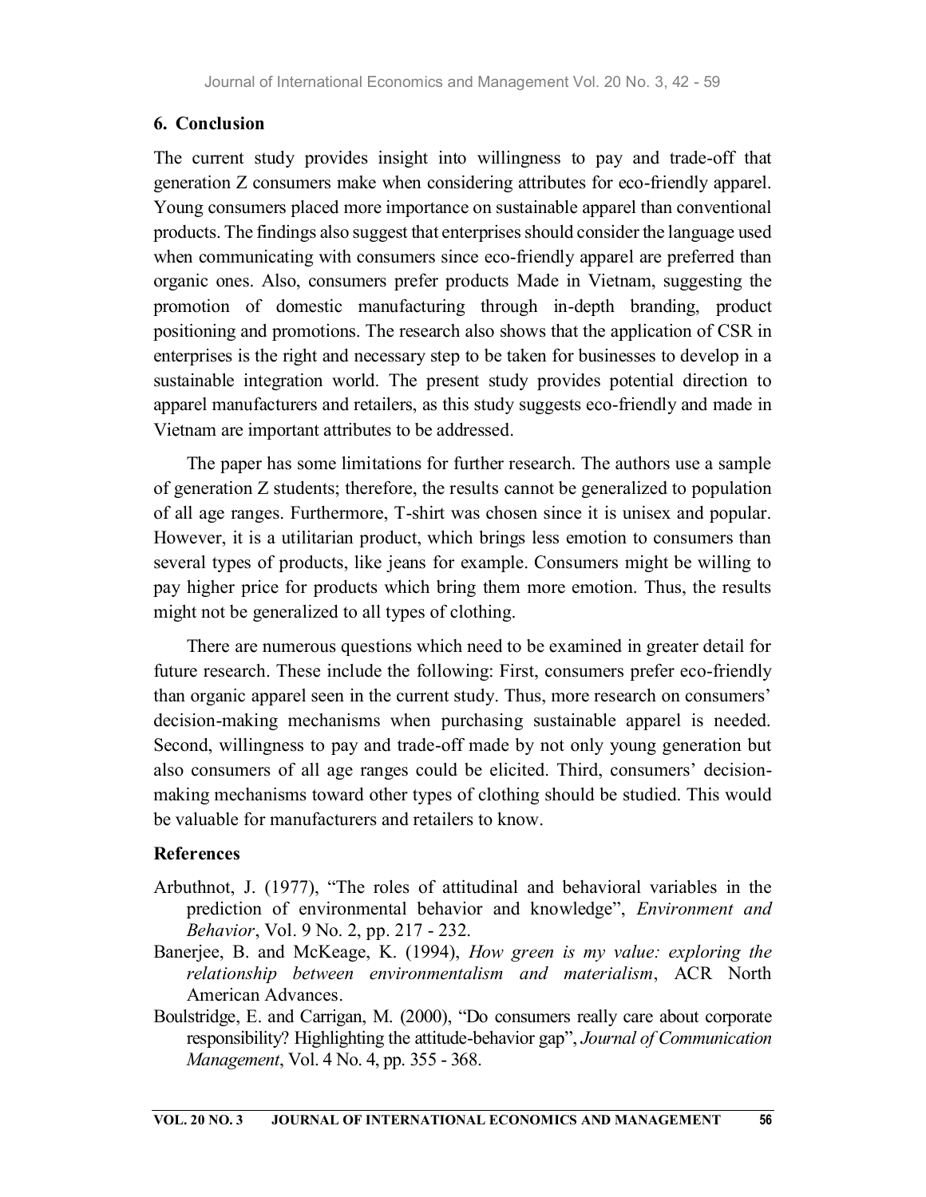## 6. Conclusion

The current study provides insight into willingness to pay and trade-off that generation Z consumers make when considering attributes for eco-friendly apparel. Young consumers placed more importance on sustainable apparel than conventional products. The findings also suggest that enterprises should consider the language used when communicating with consumers since eco-friendly apparel are preferred than organic ones. Also, consumers prefer products Made in Vietnam, suggesting the promotion of domestic manufacturing through in-depth branding, product positioning and promotions. The research also shows that the application of CSR in enterprises is the right and necessary step to be taken for businesses to develop in a sustainable integration world. The present study provides potential direction to apparel manufacturers and retailers, as this study suggests eco-friendly and made in Vietnam are important attributes to be addressed.

The paper has some limitations for further research. The authors use a sample of generation Z students; therefore, the results cannot be generalized to population of all age ranges. Furthermore, T-shirt was chosen since it is unisex and popular. However, it is a utilitarian product, which brings less emotion to consumers than several types of products, like jeans for example. Consumers might be willing to pay higher price for products which bring them more emotion. Thus, the results might not be generalized to all types of clothing.

There are numerous questions which need to be examined in greater detail for future research. These include the following: First, consumers prefer eco-friendly than organic apparel seen in the current study. Thus, more research on consumers' decision-making mechanisms when purchasing sustainable apparel is needed. Second, willingness to pay and trade-off made by not only young generation but also consumers of all age ranges could be elicited. Third, consumers' decision-making mechanisms toward other types of clothing should be studied. This would be valuable for manufacturers and retailers to know.

## References

Arbuthnot, J. (1977), "The roles of attitudinal and behavioral variables in the prediction of environmental behavior and knowledge", *Environment and Behavior*, Vol. 9 No. 2, pp. 217 - 232.

Banerjee, B. and McKeage, K. (1994), *How green is my value: exploring the relationship between environmentalism and materialism*, ACR North American Advances.

Boulstridge, E. and Carrigan, M. (2000), "Do consumers really care about corporate responsibility? Highlighting the attitude-behavior gap", *Journal of Communication Management*, Vol. 4 No. 4, pp. 355 - 368.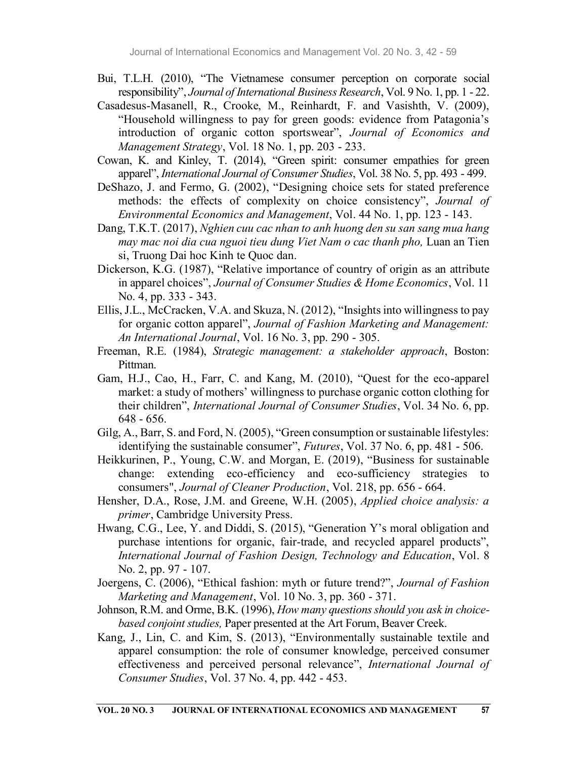Bui, T.L.H. (2010), "The Vietnamese consumer perception on corporate social responsibility", *Journal of International Business Research*, Vol. 9 No. 1, pp. 1 - 22.

Casadesus-Masanell, R., Crooke, M., Reinhardt, F. and Vasishth, V. (2009), "Household willingness to pay for green goods: evidence from Patagonia's introduction of organic cotton sportswear", *Journal of Economics and Management Strategy*, Vol. 18 No. 1, pp. 203 - 233.

Cowan, K. and Kinley, T. (2014), "Green spirit: consumer empathies for green apparel", *International Journal of Consumer Studies*, Vol. 38 No. 5, pp. 493 - 499.

DeShazo, J. and Fermo, G. (2002), "Designing choice sets for stated preference methods: the effects of complexity on choice consistency", *Journal of Environmental Economics and Management*, Vol. 44 No. 1, pp. 123 - 143.

Dang, T.K.T. (2017), *Nghien cuu cac nhan to anh huong den su san sang mua hang may mac noi dia cua nguoi tieu dung Viet Nam o cac thanh pho,* Luan an Tien si, Truong Dai hoc Kinh te Quoc dan.

Dickerson, K.G. (1987), "Relative importance of country of origin as an attribute in apparel choices", *Journal of Consumer Studies & Home Economics*, Vol. 11 No. 4, pp. 333 - 343.

Ellis, J.L., McCracken, V.A. and Skuza, N. (2012), "Insights into willingness to pay for organic cotton apparel", *Journal of Fashion Marketing and Management: An International Journal*, Vol. 16 No. 3, pp. 290 - 305.

Freeman, R.E. (1984), *Strategic management: a stakeholder approach*, Boston: Pittman.

Gam, H.J., Cao, H., Farr, C. and Kang, M. (2010), "Quest for the eco-apparel market: a study of mothers' willingness to purchase organic cotton clothing for their children", *International Journal of Consumer Studies*, Vol. 34 No. 6, pp. 648 - 656.

Gilg, A., Barr, S. and Ford, N. (2005), "Green consumption or sustainable lifestyles: identifying the sustainable consumer", *Futures*, Vol. 37 No. 6, pp. 481 - 506.

Heikkurinen, P., Young, C.W. and Morgan, E. (2019), "Business for sustainable change: extending eco-efficiency and eco-sufficiency strategies to consumers", *Journal of Cleaner Production*, Vol. 218, pp. 656 - 664.

Hensher, D.A., Rose, J.M. and Greene, W.H. (2005), *Applied choice analysis: a primer*, Cambridge University Press.

Hwang, C.G., Lee, Y. and Diddi, S. (2015), "Generation Y's moral obligation and purchase intentions for organic, fair-trade, and recycled apparel products", *International Journal of Fashion Design, Technology and Education*, Vol. 8 No. 2, pp. 97 - 107.

Joergens, C. (2006), "Ethical fashion: myth or future trend?", *Journal of Fashion Marketing and Management*, Vol. 10 No. 3, pp. 360 - 371.

Johnson, R.M. and Orme, B.K. (1996), *How many questions should you ask in choice-based conjoint studies,* Paper presented at the Art Forum, Beaver Creek.

Kang, J., Lin, C. and Kim, S. (2013), "Environmentally sustainable textile and apparel consumption: the role of consumer knowledge, perceived consumer effectiveness and perceived personal relevance", *International Journal of Consumer Studies*, Vol. 37 No. 4, pp. 442 - 453.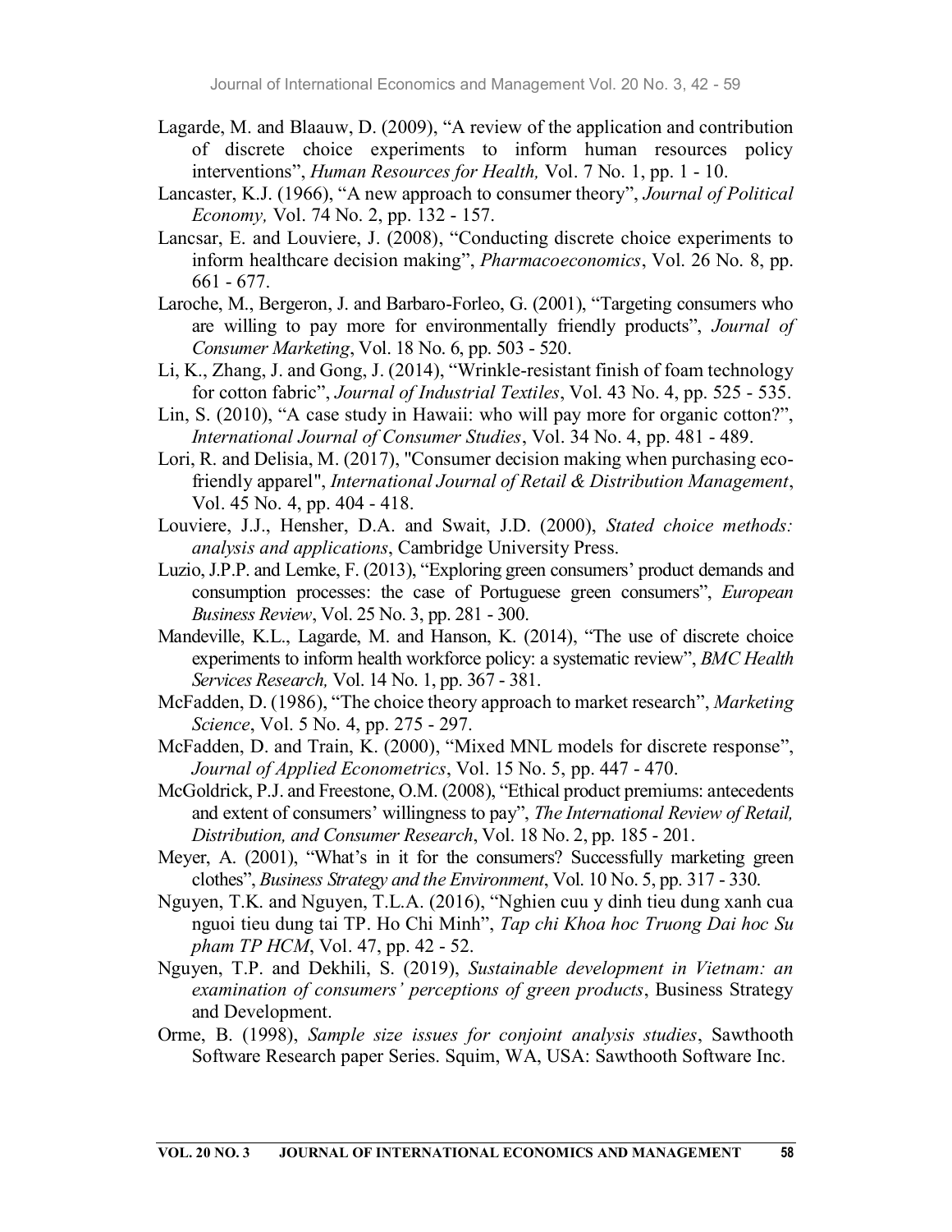Lagarde, M. and Blaauw, D. (2009), "A review of the application and contribution of discrete choice experiments to inform human resources policy interventions", *Human Resources for Health,* Vol. 7 No. 1, pp. 1 - 10.

Lancaster, K.J. (1966), "A new approach to consumer theory", *Journal of Political Economy,* Vol. 74 No. 2, pp. 132 - 157.

Lancsar, E. and Louviere, J. (2008), "Conducting discrete choice experiments to inform healthcare decision making", *Pharmacoeconomics*, Vol. 26 No. 8, pp. 661 - 677.

Laroche, M., Bergeron, J. and Barbaro-Forleo, G. (2001), "Targeting consumers who are willing to pay more for environmentally friendly products", *Journal of Consumer Marketing*, Vol. 18 No. 6, pp. 503 - 520.

Li, K., Zhang, J. and Gong, J. (2014), "Wrinkle-resistant finish of foam technology for cotton fabric", *Journal of Industrial Textiles*, Vol. 43 No. 4, pp. 525 - 535.

Lin, S. (2010), "A case study in Hawaii: who will pay more for organic cotton?", *International Journal of Consumer Studies*, Vol. 34 No. 4, pp. 481 - 489.

Lori, R. and Delisia, M. (2017), "Consumer decision making when purchasing eco-friendly apparel", *International Journal of Retail & Distribution Management*, Vol. 45 No. 4, pp. 404 - 418.

Louviere, J.J., Hensher, D.A. and Swait, J.D. (2000), *Stated choice methods: analysis and applications*, Cambridge University Press.

Luzio, J.P.P. and Lemke, F. (2013), "Exploring green consumers' product demands and consumption processes: the case of Portuguese green consumers", *European Business Review*, Vol. 25 No. 3, pp. 281 - 300.

Mandeville, K.L., Lagarde, M. and Hanson, K. (2014), "The use of discrete choice experiments to inform health workforce policy: a systematic review", *BMC Health Services Research,* Vol. 14 No. 1, pp. 367 - 381.

McFadden, D. (1986), "The choice theory approach to market research", *Marketing Science*, Vol. 5 No. 4, pp. 275 - 297.

McFadden, D. and Train, K. (2000), "Mixed MNL models for discrete response", *Journal of Applied Econometrics*, Vol. 15 No. 5, pp. 447 - 470.

McGoldrick, P.J. and Freestone, O.M. (2008), "Ethical product premiums: antecedents and extent of consumers' willingness to pay", *The International Review of Retail, Distribution, and Consumer Research*, Vol. 18 No. 2, pp. 185 - 201.

Meyer, A. (2001), "What's in it for the consumers? Successfully marketing green clothes", *Business Strategy and the Environment*, Vol. 10 No. 5, pp. 317 - 330.

Nguyen, T.K. and Nguyen, T.L.A. (2016), "Nghien cuu y dinh tieu dung xanh cua nguoi tieu dung tai TP. Ho Chi Minh", *Tap chi Khoa hoc Truong Dai hoc Su pham TP HCM*, Vol. 47, pp. 42 - 52.

Nguyen, T.P. and Dekhili, S. (2019), *Sustainable development in Vietnam: an examination of consumers' perceptions of green products*, Business Strategy and Development.

Orme, B. (1998), *Sample size issues for conjoint analysis studies*, Sawthooth Software Research paper Series. Squim, WA, USA: Sawthooth Software Inc.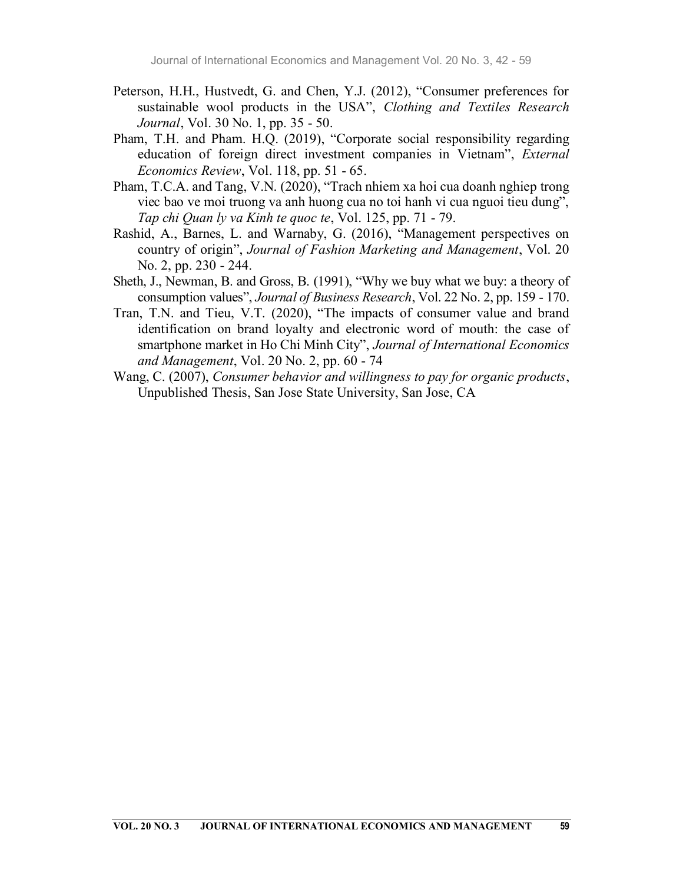Peterson, H.H., Hustvedt, G. and Chen, Y.J. (2012), "Consumer preferences for sustainable wool products in the USA", *Clothing and Textiles Research Journal*, Vol. 30 No. 1, pp. 35 - 50.

Pham, T.H. and Pham. H.Q. (2019), "Corporate social responsibility regarding education of foreign direct investment companies in Vietnam", *External Economics Review*, Vol. 118, pp. 51 - 65.

Pham, T.C.A. and Tang, V.N. (2020), "Trach nhiem xa hoi cua doanh nghiep trong viec bao ve moi truong va anh huong cua no toi hanh vi cua nguoi tieu dung", *Tap chi Quan ly va Kinh te quoc te*, Vol. 125, pp. 71 - 79.

Rashid, A., Barnes, L. and Warnaby, G. (2016), "Management perspectives on country of origin", *Journal of Fashion Marketing and Management*, Vol. 20 No. 2, pp. 230 - 244.

Sheth, J., Newman, B. and Gross, B. (1991), "Why we buy what we buy: a theory of consumption values", *Journal of Business Research*, Vol. 22 No. 2, pp. 159 - 170.

Tran, T.N. and Tieu, V.T. (2020), "The impacts of consumer value and brand identification on brand loyalty and electronic word of mouth: the case of smartphone market in Ho Chi Minh City", *Journal of International Economics and Management*, Vol. 20 No. 2, pp. 60 - 74

Wang, C. (2007), *Consumer behavior and willingness to pay for organic products*, Unpublished Thesis, San Jose State University, San Jose, CA